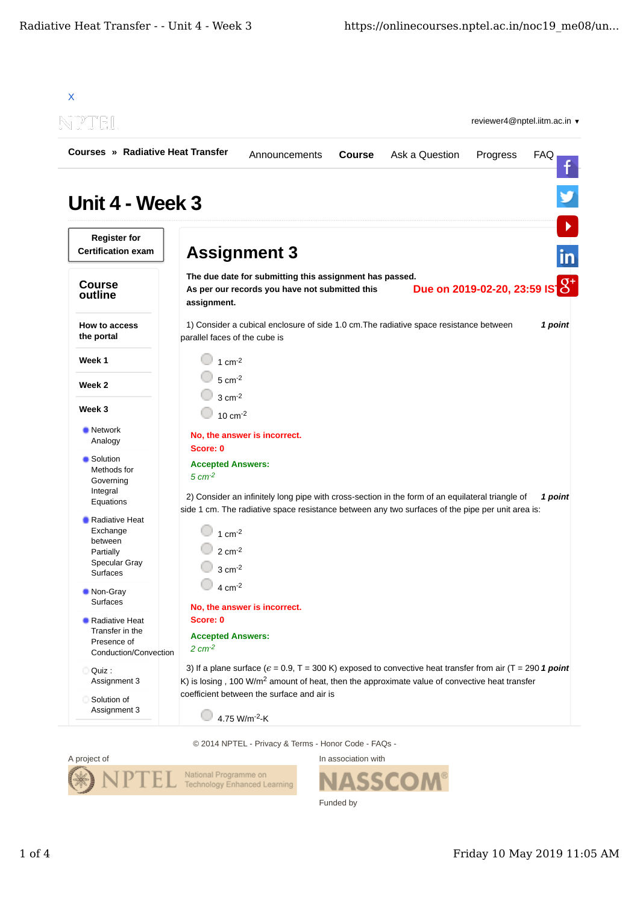X

reviewer4@nptel.iitm.ac.in ▾

**Courses** » **Radiative Heat Transfer**

Announcements | **Course** | Ask a Question | Progress | FAQ

# Unit 4 - Week 3

**Register for Certification exam**

## Course outline

**How to access the portal**

**Week 1**

**Week 2**

**Week 3**

- Network Analogy
- Solution Methods for Governing Integral Equations
- Radiative Heat Exchange between Partially Specular Gray Surfaces
- Non-Gray Surfaces
- Radiative Heat Transfer in the Presence of Conduction/Convection
- Quiz : Assignment 3
- Solution of Assignment 3

## Assignment 3

**The due date for submitting this assignment has passed.**
**As per our records you have not submitted this assignment.**

**Due on 2019-02-20, 23:59 IST.**

1) Consider a cubical enclosure of side 1.0 cm.The radiative space resistance between parallel faces of the cube is *1 point*

- 1 $cm^{-2}$
- 5 $cm^{-2}$
- 3 $cm^{-2}$
- 10 $cm^{-2}$

**No, the answer is incorrect.**
**Score: 0**

**Accepted Answers:**
*5 $cm^{-2}$*

2) Consider an infinitely long pipe with cross-section in the form of an equilateral triangle of side 1 cm. The radiative space resistance between any two surfaces of the pipe per unit area is: *1 point*

- 1 $cm^{-2}$
- 2 $cm^{-2}$
- 3 $cm^{-2}$
- 4 $cm^{-2}$

**No, the answer is incorrect.**
**Score: 0**

**Accepted Answers:**
*2 $cm^{-2}$*

3) If a plane surface ($\epsilon$ = 0.9, T = 300 K) exposed to convective heat transfer from air (T = 290 K) is losing , 100 $W/m^2$ amount of heat, then the approximate value of convective heat transfer coefficient between the surface and air is *1 point*

- 4.75 $W/m^{-2}$-K

© 2014 NPTEL - Privacy & Terms - Honor Code - FAQs -

A project of

NPTEL National Programme on Technology Enhanced Learning

In association with

NASSCOM

Funded by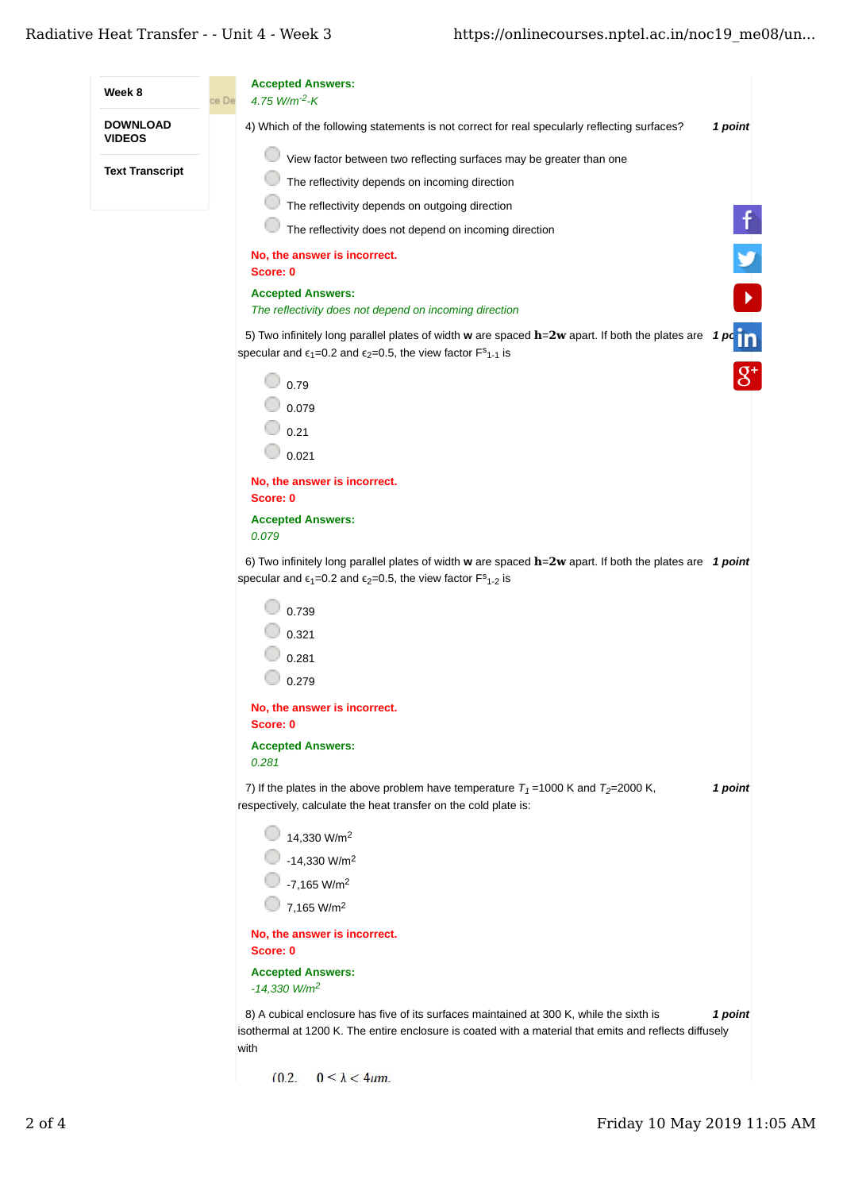Week 8

DOWNLOAD VIDEOS

Text Transcript

**Accepted Answers:**
*4.75 $W/m^{-2}$-K*

4) Which of the following statements is not correct for real specularly reflecting surfaces? ***1 point***

- View factor between two reflecting surfaces may be greater than one
- The reflectivity depends on incoming direction
- The reflectivity depends on outgoing direction
- The reflectivity does not depend on incoming direction

**No, the answer is incorrect.**
**Score: 0**

**Accepted Answers:**
*The reflectivity does not depend on incoming direction*

5) Two infinitely long parallel plates of width **w** are spaced **h=2w** apart. If both the plates are specular and $\epsilon_1$=0.2 and $\epsilon_2$=0.5, the view factor $F^s_{1-1}$ is ***1 point***

- 0.79
- 0.079
- 0.21
- 0.021

**No, the answer is incorrect.**
**Score: 0**

**Accepted Answers:**
*0.079*

6) Two infinitely long parallel plates of width **w** are spaced **h=2w** apart. If both the plates are specular and $\epsilon_1$=0.2 and $\epsilon_2$=0.5, the view factor $F^s_{1-2}$ is ***1 point***

- 0.739
- 0.321
- 0.281
- 0.279

**No, the answer is incorrect.**
**Score: 0**

**Accepted Answers:**
*0.281*

7) If the plates in the above problem have temperature $T_1$ =1000 K and $T_2$=2000 K, respectively, calculate the heat transfer on the cold plate is: ***1 point***

- 14,330 $W/m^2$
- -14,330 $W/m^2$
- -7,165 $W/m^2$
- 7,165 $W/m^2$

**No, the answer is incorrect.**
**Score: 0**

**Accepted Answers:**
*-14,330 $W/m^2$*

8) A cubical enclosure has five of its surfaces maintained at 300 K, while the sixth is isothermal at 1200 K. The entire enclosure is coated with a material that emits and reflects diffusely with ***1 point***

$(0.2, \quad 0 < \lambda < 4\mu m,$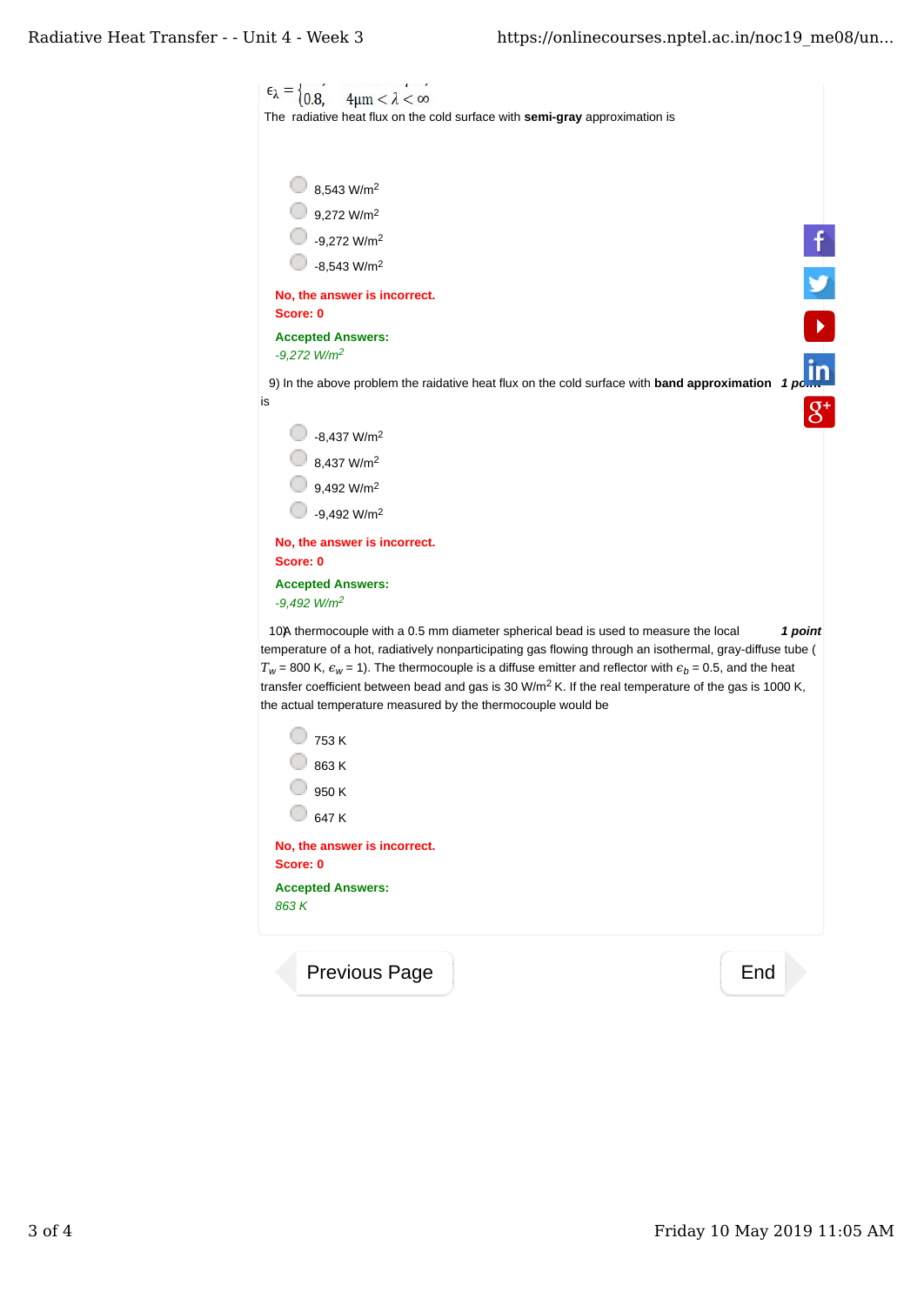$\epsilon_\lambda = \begin{cases} \ldots \\ 0.8, & 4\mu m < \lambda < \infty \end{cases}$

The radiative heat flux on the cold surface with **semi-gray** approximation is

- 8,543 W/m$^2$
- 9,272 W/m$^2$
- -9,272 W/m$^2$
- -8,543 W/m$^2$

**No, the answer is incorrect.**
**Score: 0**

**Accepted Answers:**
*-9,272 W/m$^2$*

9) In the above problem the raidative heat flux on the cold surface with **band approximation** is *1 point*

- -8,437 W/m$^2$
- 8,437 W/m$^2$
- 9,492 W/m$^2$
- -9,492 W/m$^2$

**No, the answer is incorrect.**
**Score: 0**

**Accepted Answers:**
*-9,492 W/m$^2$*

10)A thermocouple with a 0.5 mm diameter spherical bead is used to measure the local temperature of a hot, radiatively nonparticipating gas flowing through an isothermal, gray-diffuse tube ( $T_w$ = 800 K, $\epsilon_w$ = 1). The thermocouple is a diffuse emitter and reflector with $\epsilon_b$ = 0.5, and the heat transfer coefficient between bead and gas is 30 W/m$^2$ K. If the real temperature of the gas is 1000 K, the actual temperature measured by the thermocouple would be *1 point*

- 753 K
- 863 K
- 950 K
- 647 K

**No, the answer is incorrect.**
**Score: 0**

**Accepted Answers:**
*863 K*

Previous Page | End